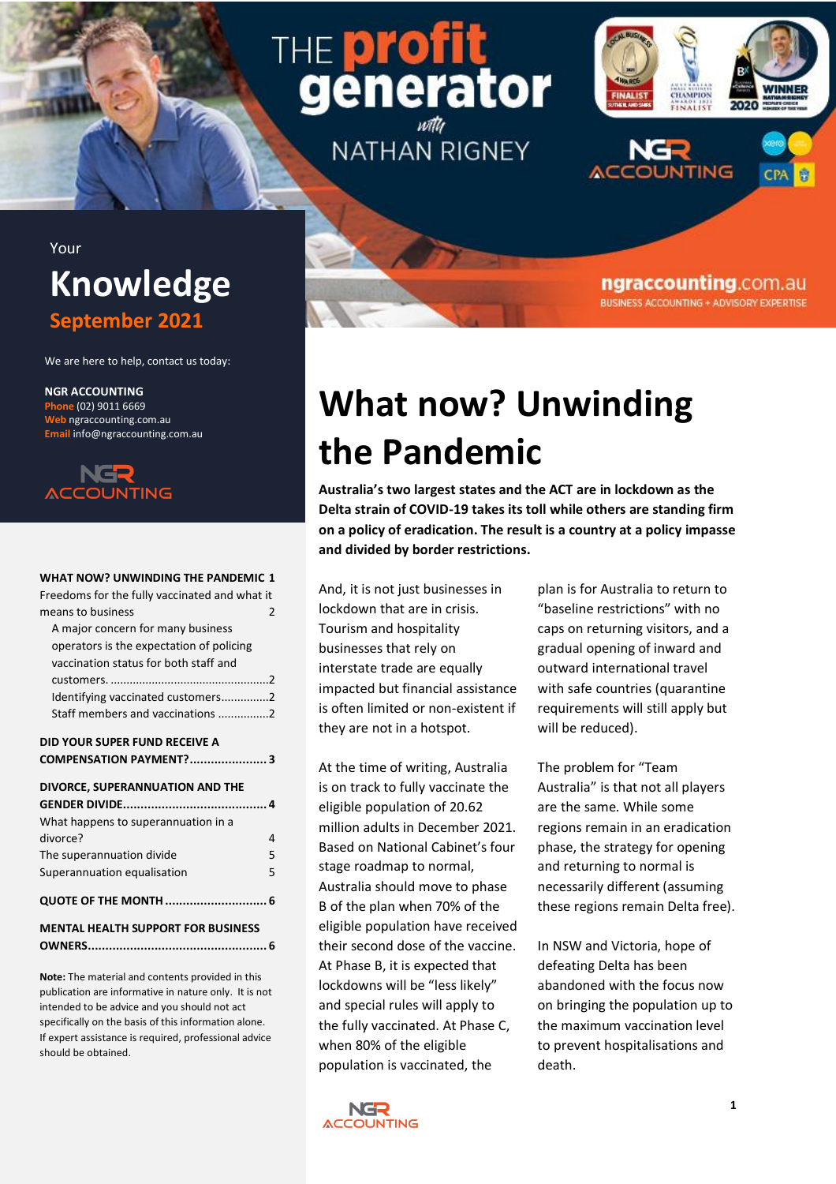# THE profit generator with NATHAN RIGNEY

ngraccounting.com.au
BUSINESS ACCOUNTING + ADVISORY EXPERTISE

Your
## Knowledge
**September 2021**

We are here to help, contact us today:

**NGR ACCOUNTING**
**Phone** (02) 9011 6669
**Web** ngraccounting.com.au
**Email** info@ngraccounting.com.au

**WHAT NOW? UNWINDING THE PANDEMIC** 1
Freedoms for the fully vaccinated and what it means to business 2
- A major concern for many business operators is the expectation of policing vaccination status for both staff and customers. 2
- Identifying vaccinated customers 2
- Staff members and vaccinations 2

**DID YOUR SUPER FUND RECEIVE A COMPENSATION PAYMENT?** 3

**DIVORCE, SUPERANNUATION AND THE GENDER DIVIDE** 4
What happens to superannuation in a divorce? 4
The superannuation divide 5
Superannuation equalisation 5

**QUOTE OF THE MONTH** 6

**MENTAL HEALTH SUPPORT FOR BUSINESS OWNERS** 6

**Note:** The material and contents provided in this publication are informative in nature only. It is not intended to be advice and you should not act specifically on the basis of this information alone. If expert assistance is required, professional advice should be obtained.

# What now? Unwinding the Pandemic

**Australia's two largest states and the ACT are in lockdown as the Delta strain of COVID-19 takes its toll while others are standing firm on a policy of eradication. The result is a country at a policy impasse and divided by border restrictions.**

And, it is not just businesses in lockdown that are in crisis. Tourism and hospitality businesses that rely on interstate trade are equally impacted but financial assistance is often limited or non-existent if they are not in a hotspot.

At the time of writing, Australia is on track to fully vaccinate the eligible population of 20.62 million adults in December 2021. Based on National Cabinet's four stage roadmap to normal, Australia should move to phase B of the plan when 70% of the eligible population have received their second dose of the vaccine. At Phase B, it is expected that lockdowns will be "less likely" and special rules will apply to the fully vaccinated. At Phase C, when 80% of the eligible population is vaccinated, the plan is for Australia to return to "baseline restrictions" with no caps on returning visitors, and a gradual opening of inward and outward international travel with safe countries (quarantine requirements will still apply but will be reduced).

The problem for "Team Australia" is that not all players are the same. While some regions remain in an eradication phase, the strategy for opening and returning to normal is necessarily different (assuming these regions remain Delta free).

In NSW and Victoria, hope of defeating Delta has been abandoned with the focus now on bringing the population up to the maximum vaccination level to prevent hospitalisations and death.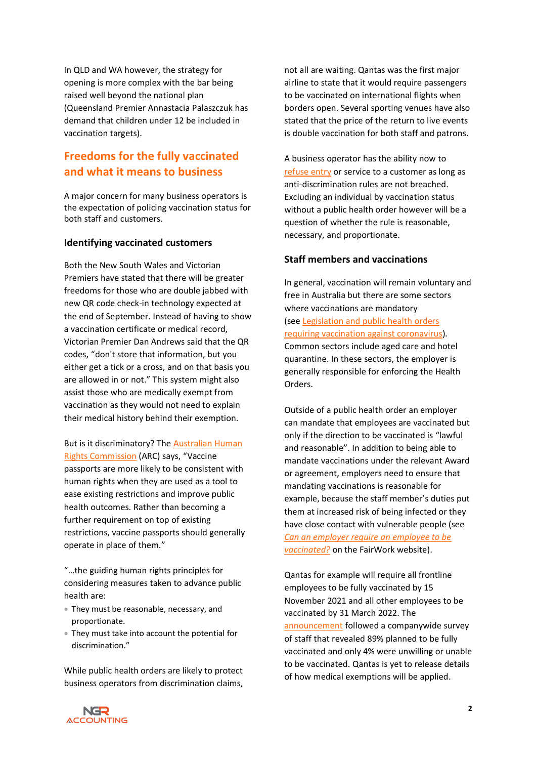In QLD and WA however, the strategy for opening is more complex with the bar being raised well beyond the national plan (Queensland Premier Annastacia Palaszczuk has demand that children under 12 be included in vaccination targets).

## Freedoms for the fully vaccinated and what it means to business

A major concern for many business operators is the expectation of policing vaccination status for both staff and customers.

### Identifying vaccinated customers

Both the New South Wales and Victorian Premiers have stated that there will be greater freedoms for those who are double jabbed with new QR code check-in technology expected at the end of September. Instead of having to show a vaccination certificate or medical record, Victorian Premier Dan Andrews said that the QR codes, "don't store that information, but you either get a tick or a cross, and on that basis you are allowed in or not." This system might also assist those who are medically exempt from vaccination as they would not need to explain their medical history behind their exemption.

But is it discriminatory? The Australian Human Rights Commission (ARC) says, "Vaccine passports are more likely to be consistent with human rights when they are used as a tool to ease existing restrictions and improve public health outcomes. Rather than becoming a further requirement on top of existing restrictions, vaccine passports should generally operate in place of them."

"…the guiding human rights principles for considering measures taken to advance public health are:

- They must be reasonable, necessary, and proportionate.
- They must take into account the potential for discrimination."

While public health orders are likely to protect business operators from discrimination claims, not all are waiting. Qantas was the first major airline to state that it would require passengers to be vaccinated on international flights when borders open. Several sporting venues have also stated that the price of the return to live events is double vaccination for both staff and patrons.

A business operator has the ability now to refuse entry or service to a customer as long as anti-discrimination rules are not breached. Excluding an individual by vaccination status without a public health order however will be a question of whether the rule is reasonable, necessary, and proportionate.

### Staff members and vaccinations

In general, vaccination will remain voluntary and free in Australia but there are some sectors where vaccinations are mandatory (see Legislation and public health orders requiring vaccination against coronavirus). Common sectors include aged care and hotel quarantine. In these sectors, the employer is generally responsible for enforcing the Health Orders.

Outside of a public health order an employer can mandate that employees are vaccinated but only if the direction to be vaccinated is "lawful and reasonable". In addition to being able to mandate vaccinations under the relevant Award or agreement, employers need to ensure that mandating vaccinations is reasonable for example, because the staff member's duties put them at increased risk of being infected or they have close contact with vulnerable people (see *Can an employer require an employee to be vaccinated?* on the FairWork website).

Qantas for example will require all frontline employees to be fully vaccinated by 15 November 2021 and all other employees to be vaccinated by 31 March 2022. The announcement followed a companywide survey of staff that revealed 89% planned to be fully vaccinated and only 4% were unwilling or unable to be vaccinated. Qantas is yet to release details of how medical exemptions will be applied.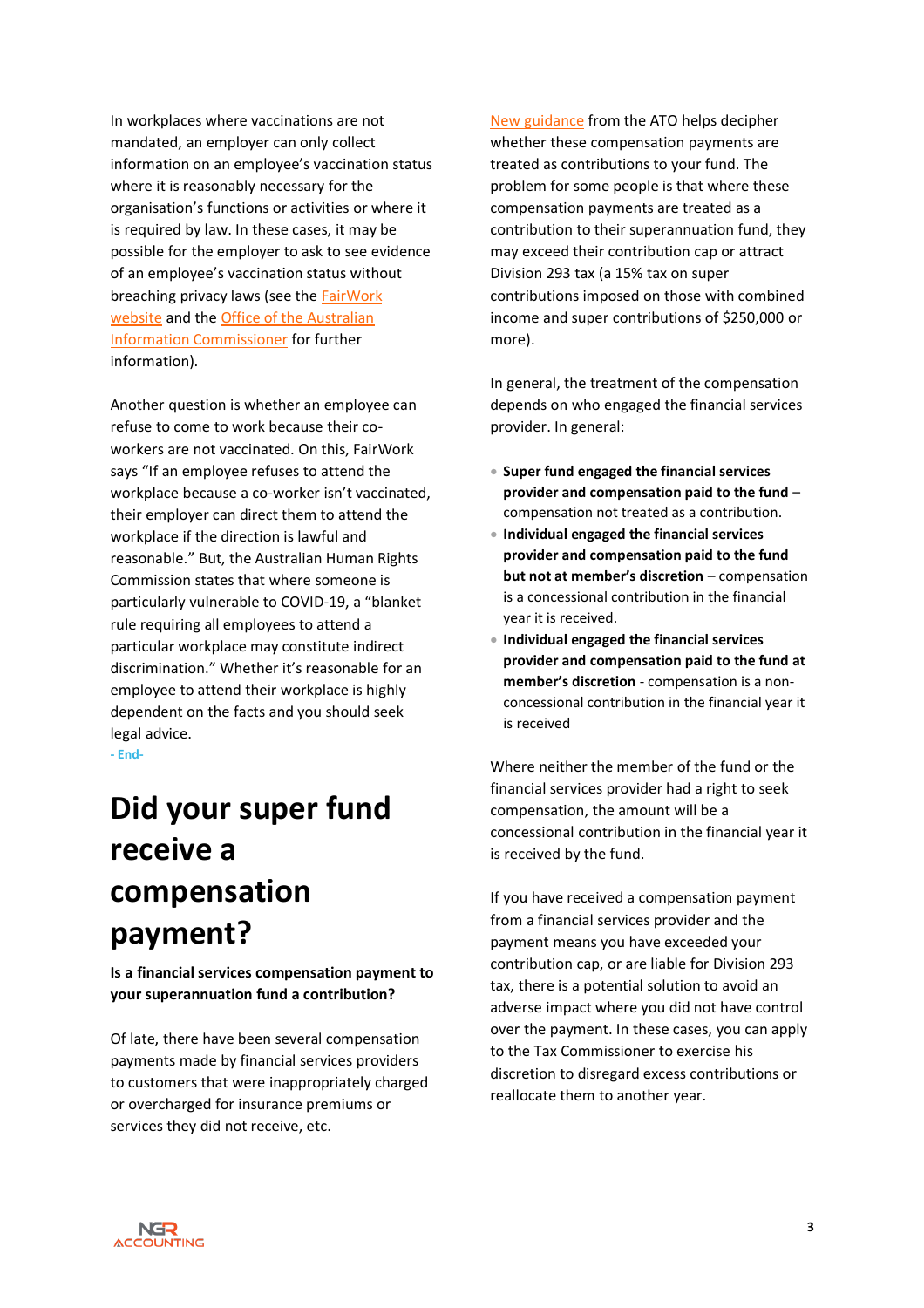In workplaces where vaccinations are not mandated, an employer can only collect information on an employee's vaccination status where it is reasonably necessary for the organisation's functions or activities or where it is required by law. In these cases, it may be possible for the employer to ask to see evidence of an employee's vaccination status without breaching privacy laws (see the FairWork website and the Office of the Australian Information Commissioner for further information).

Another question is whether an employee can refuse to come to work because their co-workers are not vaccinated. On this, FairWork says "If an employee refuses to attend the workplace because a co-worker isn't vaccinated, their employer can direct them to attend the workplace if the direction is lawful and reasonable." But, the Australian Human Rights Commission states that where someone is particularly vulnerable to COVID-19, a "blanket rule requiring all employees to attend a particular workplace may constitute indirect discrimination." Whether it's reasonable for an employee to attend their workplace is highly dependent on the facts and you should seek legal advice.

- End-

# Did your super fund receive a compensation payment?

**Is a financial services compensation payment to your superannuation fund a contribution?**

Of late, there have been several compensation payments made by financial services providers to customers that were inappropriately charged or overcharged for insurance premiums or services they did not receive, etc.

New guidance from the ATO helps decipher whether these compensation payments are treated as contributions to your fund. The problem for some people is that where these compensation payments are treated as a contribution to their superannuation fund, they may exceed their contribution cap or attract Division 293 tax (a 15% tax on super contributions imposed on those with combined income and super contributions of $250,000 or more).

In general, the treatment of the compensation depends on who engaged the financial services provider. In general:

- **Super fund engaged the financial services provider and compensation paid to the fund** – compensation not treated as a contribution.
- **Individual engaged the financial services provider and compensation paid to the fund but not at member's discretion** – compensation is a concessional contribution in the financial year it is received.
- **Individual engaged the financial services provider and compensation paid to the fund at member's discretion** - compensation is a non-concessional contribution in the financial year it is received

Where neither the member of the fund or the financial services provider had a right to seek compensation, the amount will be a concessional contribution in the financial year it is received by the fund.

If you have received a compensation payment from a financial services provider and the payment means you have exceeded your contribution cap, or are liable for Division 293 tax, there is a potential solution to avoid an adverse impact where you did not have control over the payment. In these cases, you can apply to the Tax Commissioner to exercise his discretion to disregard excess contributions or reallocate them to another year.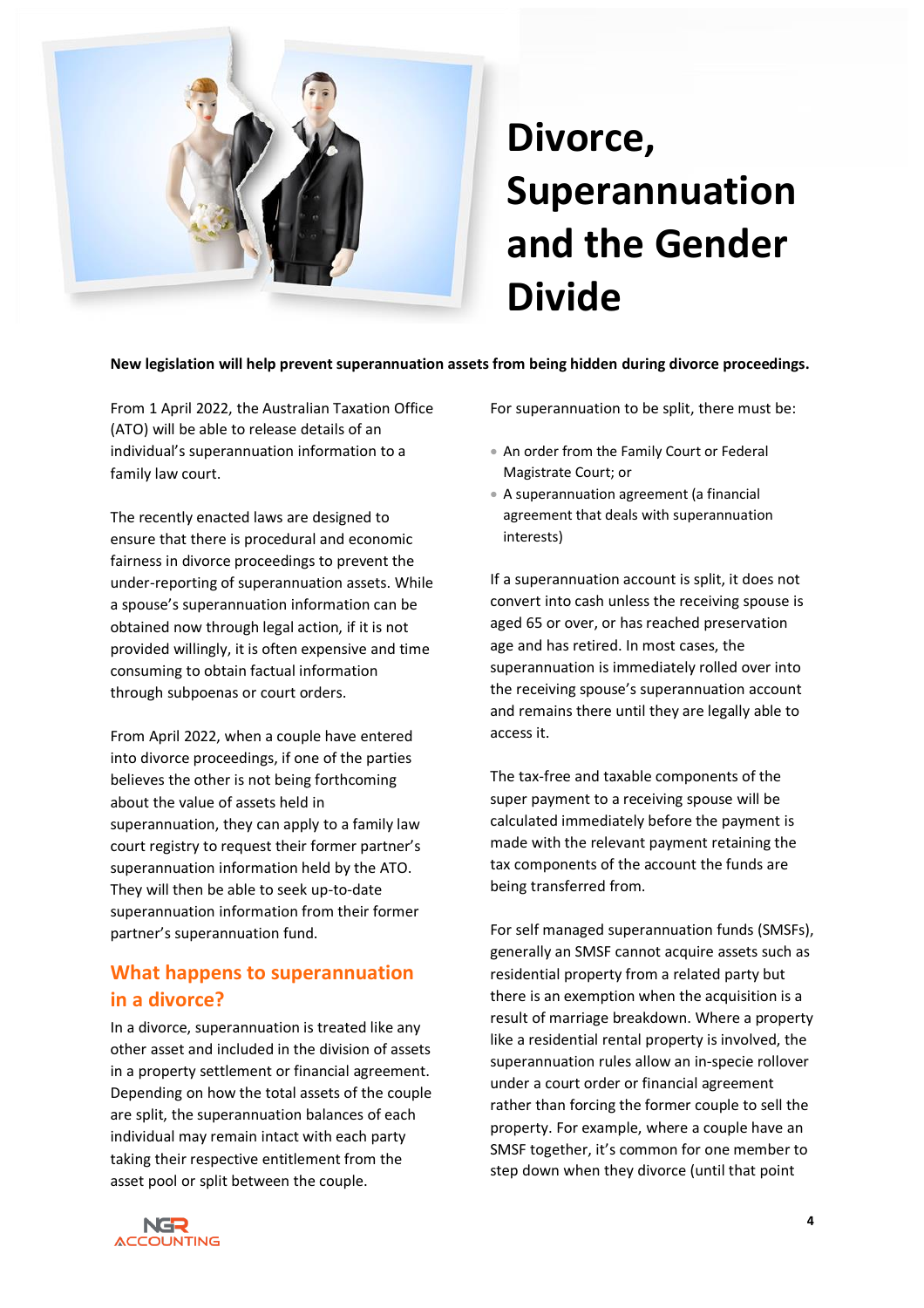# Divorce, Superannuation and the Gender Divide

**New legislation will help prevent superannuation assets from being hidden during divorce proceedings.**

From 1 April 2022, the Australian Taxation Office (ATO) will be able to release details of an individual's superannuation information to a family law court.

The recently enacted laws are designed to ensure that there is procedural and economic fairness in divorce proceedings to prevent the under-reporting of superannuation assets. While a spouse's superannuation information can be obtained now through legal action, if it is not provided willingly, it is often expensive and time consuming to obtain factual information through subpoenas or court orders.

From April 2022, when a couple have entered into divorce proceedings, if one of the parties believes the other is not being forthcoming about the value of assets held in superannuation, they can apply to a family law court registry to request their former partner's superannuation information held by the ATO. They will then be able to seek up-to-date superannuation information from their former partner's superannuation fund.

## What happens to superannuation in a divorce?

In a divorce, superannuation is treated like any other asset and included in the division of assets in a property settlement or financial agreement. Depending on how the total assets of the couple are split, the superannuation balances of each individual may remain intact with each party taking their respective entitlement from the asset pool or split between the couple.

For superannuation to be split, there must be:

- An order from the Family Court or Federal Magistrate Court; or
- A superannuation agreement (a financial agreement that deals with superannuation interests)

If a superannuation account is split, it does not convert into cash unless the receiving spouse is aged 65 or over, or has reached preservation age and has retired. In most cases, the superannuation is immediately rolled over into the receiving spouse's superannuation account and remains there until they are legally able to access it.

The tax-free and taxable components of the super payment to a receiving spouse will be calculated immediately before the payment is made with the relevant payment retaining the tax components of the account the funds are being transferred from.

For self managed superannuation funds (SMSFs), generally an SMSF cannot acquire assets such as residential property from a related party but there is an exemption when the acquisition is a result of marriage breakdown. Where a property like a residential rental property is involved, the superannuation rules allow an in-specie rollover under a court order or financial agreement rather than forcing the former couple to sell the property. For example, where a couple have an SMSF together, it's common for one member to step down when they divorce (until that point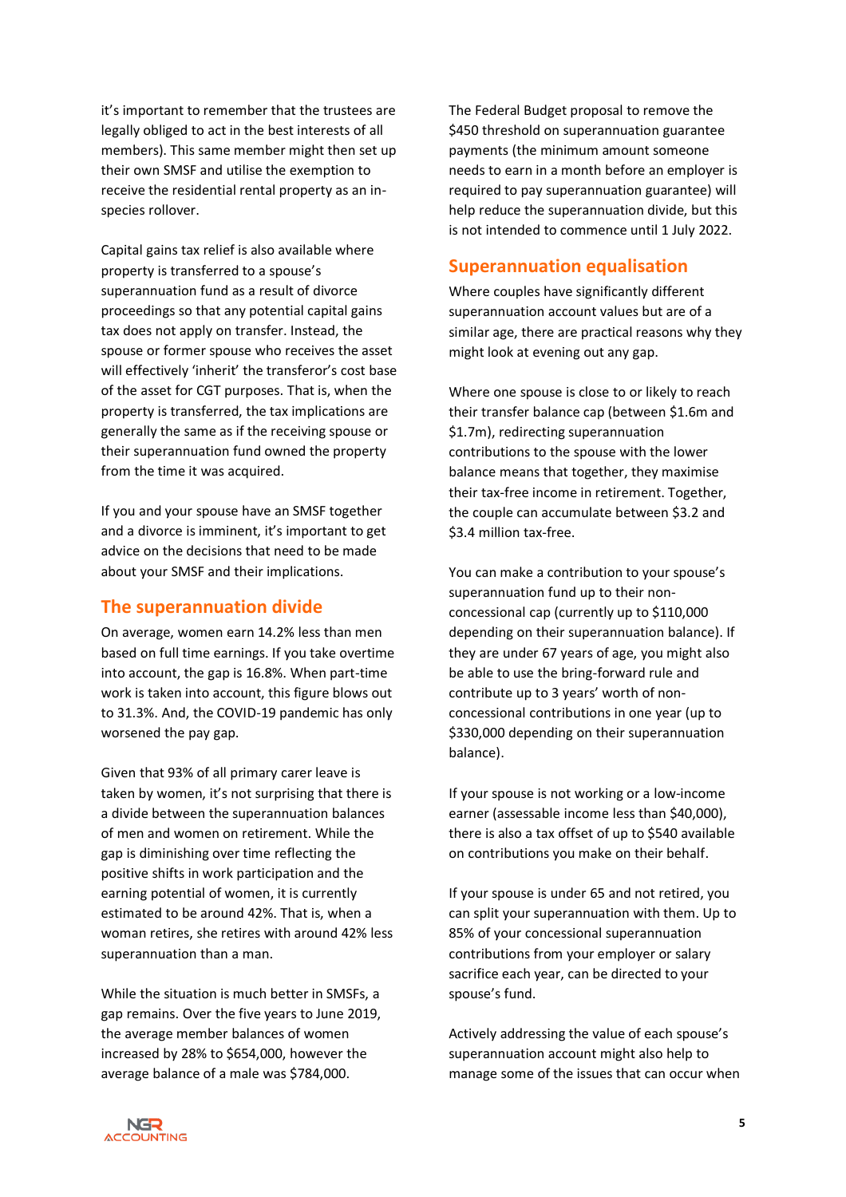it's important to remember that the trustees are legally obliged to act in the best interests of all members). This same member might then set up their own SMSF and utilise the exemption to receive the residential rental property as an in-species rollover.

Capital gains tax relief is also available where property is transferred to a spouse's superannuation fund as a result of divorce proceedings so that any potential capital gains tax does not apply on transfer. Instead, the spouse or former spouse who receives the asset will effectively 'inherit' the transferor's cost base of the asset for CGT purposes. That is, when the property is transferred, the tax implications are generally the same as if the receiving spouse or their superannuation fund owned the property from the time it was acquired.

If you and your spouse have an SMSF together and a divorce is imminent, it's important to get advice on the decisions that need to be made about your SMSF and their implications.

## The superannuation divide

On average, women earn 14.2% less than men based on full time earnings. If you take overtime into account, the gap is 16.8%. When part-time work is taken into account, this figure blows out to 31.3%. And, the COVID-19 pandemic has only worsened the pay gap.

Given that 93% of all primary carer leave is taken by women, it's not surprising that there is a divide between the superannuation balances of men and women on retirement. While the gap is diminishing over time reflecting the positive shifts in work participation and the earning potential of women, it is currently estimated to be around 42%. That is, when a woman retires, she retires with around 42% less superannuation than a man.

While the situation is much better in SMSFs, a gap remains. Over the five years to June 2019, the average member balances of women increased by 28% to $654,000, however the average balance of a male was $784,000.

The Federal Budget proposal to remove the $450 threshold on superannuation guarantee payments (the minimum amount someone needs to earn in a month before an employer is required to pay superannuation guarantee) will help reduce the superannuation divide, but this is not intended to commence until 1 July 2022.

## Superannuation equalisation

Where couples have significantly different superannuation account values but are of a similar age, there are practical reasons why they might look at evening out any gap.

Where one spouse is close to or likely to reach their transfer balance cap (between $1.6m and $1.7m), redirecting superannuation contributions to the spouse with the lower balance means that together, they maximise their tax-free income in retirement. Together, the couple can accumulate between $3.2 and $3.4 million tax-free.

You can make a contribution to your spouse's superannuation fund up to their non-concessional cap (currently up to $110,000 depending on their superannuation balance). If they are under 67 years of age, you might also be able to use the bring-forward rule and contribute up to 3 years' worth of non-concessional contributions in one year (up to $330,000 depending on their superannuation balance).

If your spouse is not working or a low-income earner (assessable income less than $40,000), there is also a tax offset of up to $540 available on contributions you make on their behalf.

If your spouse is under 65 and not retired, you can split your superannuation with them. Up to 85% of your concessional superannuation contributions from your employer or salary sacrifice each year, can be directed to your spouse's fund.

Actively addressing the value of each spouse's superannuation account might also help to manage some of the issues that can occur when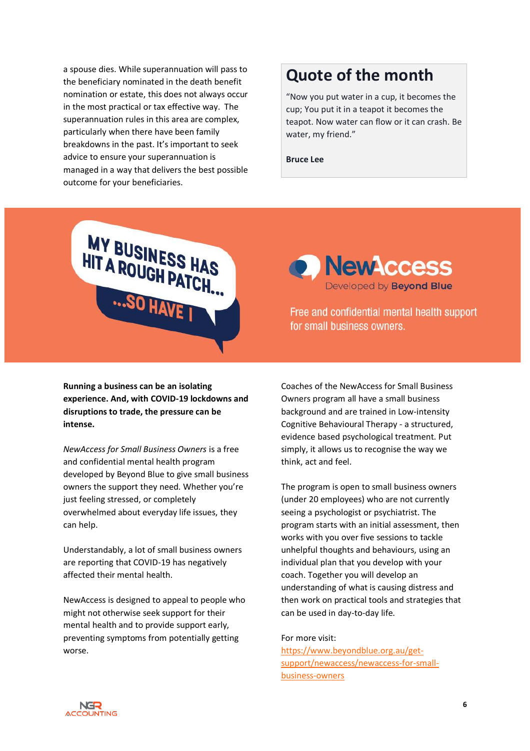a spouse dies. While superannuation will pass to the beneficiary nominated in the death benefit nomination or estate, this does not always occur in the most practical or tax effective way. The superannuation rules in this area are complex, particularly when there have been family breakdowns in the past. It's important to seek advice to ensure your superannuation is managed in a way that delivers the best possible outcome for your beneficiaries.

## Quote of the month

"Now you put water in a cup, it becomes the cup; You put it in a teapot it becomes the teapot. Now water can flow or it can crash. Be water, my friend."

**Bruce Lee**

MY BUSINESS HAS HIT A ROUGH PATCH... ...SO HAVE I

NewAccess
Developed by **Beyond Blue**

Free and confidential mental health support for small business owners.

**Running a business can be an isolating experience. And, with COVID-19 lockdowns and disruptions to trade, the pressure can be intense.**

*NewAccess for Small Business Owners* is a free and confidential mental health program developed by Beyond Blue to give small business owners the support they need. Whether you're just feeling stressed, or completely overwhelmed about everyday life issues, they can help.

Understandably, a lot of small business owners are reporting that COVID-19 has negatively affected their mental health.

NewAccess is designed to appeal to people who might not otherwise seek support for their mental health and to provide support early, preventing symptoms from potentially getting worse.

Coaches of the NewAccess for Small Business Owners program all have a small business background and are trained in Low-intensity Cognitive Behavioural Therapy - a structured, evidence based psychological treatment. Put simply, it allows us to recognise the way we think, act and feel.

The program is open to small business owners (under 20 employees) who are not currently seeing a psychologist or psychiatrist. The program starts with an initial assessment, then works with you over five sessions to tackle unhelpful thoughts and behaviours, using an individual plan that you develop with your coach. Together you will develop an understanding of what is causing distress and then work on practical tools and strategies that can be used in day-to-day life.

For more visit:
https://www.beyondblue.org.au/get-support/newaccess/newaccess-for-small-business-owners